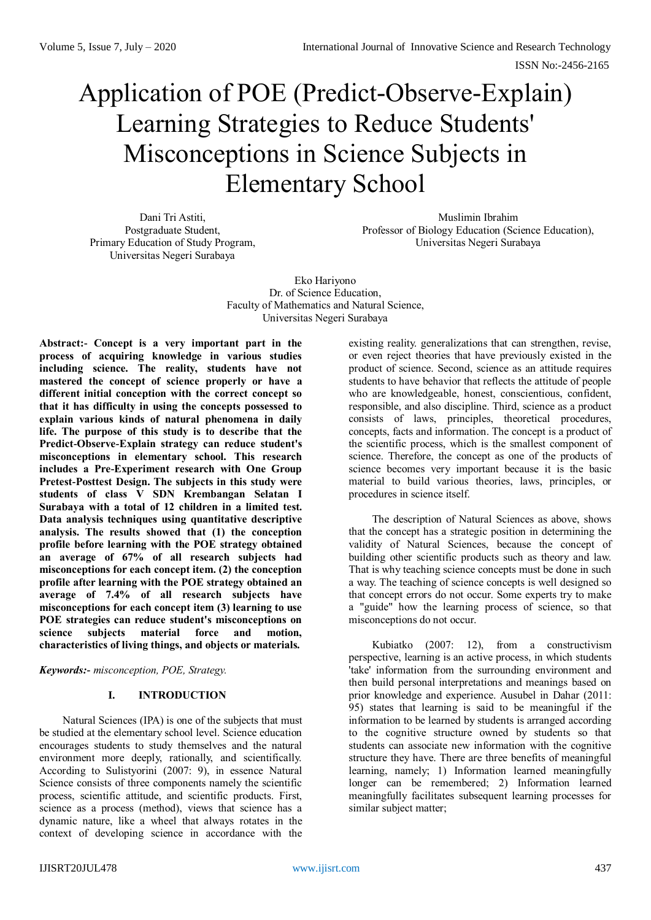# Application of POE (Predict-Observe-Explain) Learning Strategies to Reduce Students' Misconceptions in Science Subjects in Elementary School

Dani Tri Astiti,
Postgraduate Student,
Primary Education of Study Program,
Universitas Negeri Surabaya

Muslimin Ibrahim
Professor of Biology Education (Science Education),
Universitas Negeri Surabaya

Eko Hariyono
Dr. of Science Education,
Faculty of Mathematics and Natural Science,
Universitas Negeri Surabaya

**Abstract:- Concept is a very important part in the process of acquiring knowledge in various studies including science. The reality, students have not mastered the concept of science properly or have a different initial conception with the correct concept so that it has difficulty in using the concepts possessed to explain various kinds of natural phenomena in daily life. The purpose of this study is to describe that the Predict-Observe-Explain strategy can reduce student's misconceptions in elementary school. This research includes a Pre-Experiment research with One Group Pretest-Posttest Design. The subjects in this study were students of class V SDN Krembangan Selatan I Surabaya with a total of 12 children in a limited test. Data analysis techniques using quantitative descriptive analysis. The results showed that (1) the conception profile before learning with the POE strategy obtained an average of 67% of all research subjects had misconceptions for each concept item. (2) the conception profile after learning with the POE strategy obtained an average of 7.4% of all research subjects have misconceptions for each concept item (3) learning to use POE strategies can reduce student's misconceptions on science subjects material force and motion, characteristics of living things, and objects or materials.**

***Keywords:-*** *misconception, POE, Strategy.*

## I. INTRODUCTION

Natural Sciences (IPA) is one of the subjects that must be studied at the elementary school level. Science education encourages students to study themselves and the natural environment more deeply, rationally, and scientifically. According to Sulistyorini (2007: 9), in essence Natural Science consists of three components namely the scientific process, scientific attitude, and scientific products. First, science as a process (method), views that science has a dynamic nature, like a wheel that always rotates in the context of developing science in accordance with the existing reality. generalizations that can strengthen, revise, or even reject theories that have previously existed in the product of science. Second, science as an attitude requires students to have behavior that reflects the attitude of people who are knowledgeable, honest, conscientious, confident, responsible, and also discipline. Third, science as a product consists of laws, principles, theoretical procedures, concepts, facts and information. The concept is a product of the scientific process, which is the smallest component of science. Therefore, the concept as one of the products of science becomes very important because it is the basic material to build various theories, laws, principles, or procedures in science itself.

The description of Natural Sciences as above, shows that the concept has a strategic position in determining the validity of Natural Sciences, because the concept of building other scientific products such as theory and law. That is why teaching science concepts must be done in such a way. The teaching of science concepts is well designed so that concept errors do not occur. Some experts try to make a "guide" how the learning process of science, so that misconceptions do not occur.

Kubiatko (2007: 12), from a constructivism perspective, learning is an active process, in which students 'take' information from the surrounding environment and then build personal interpretations and meanings based on prior knowledge and experience. Ausubel in Dahar (2011: 95) states that learning is said to be meaningful if the information to be learned by students is arranged according to the cognitive structure owned by students so that students can associate new information with the cognitive structure they have. There are three benefits of meaningful learning, namely; 1) Information learned meaningfully longer can be remembered; 2) Information learned meaningfully facilitates subsequent learning processes for similar subject matter;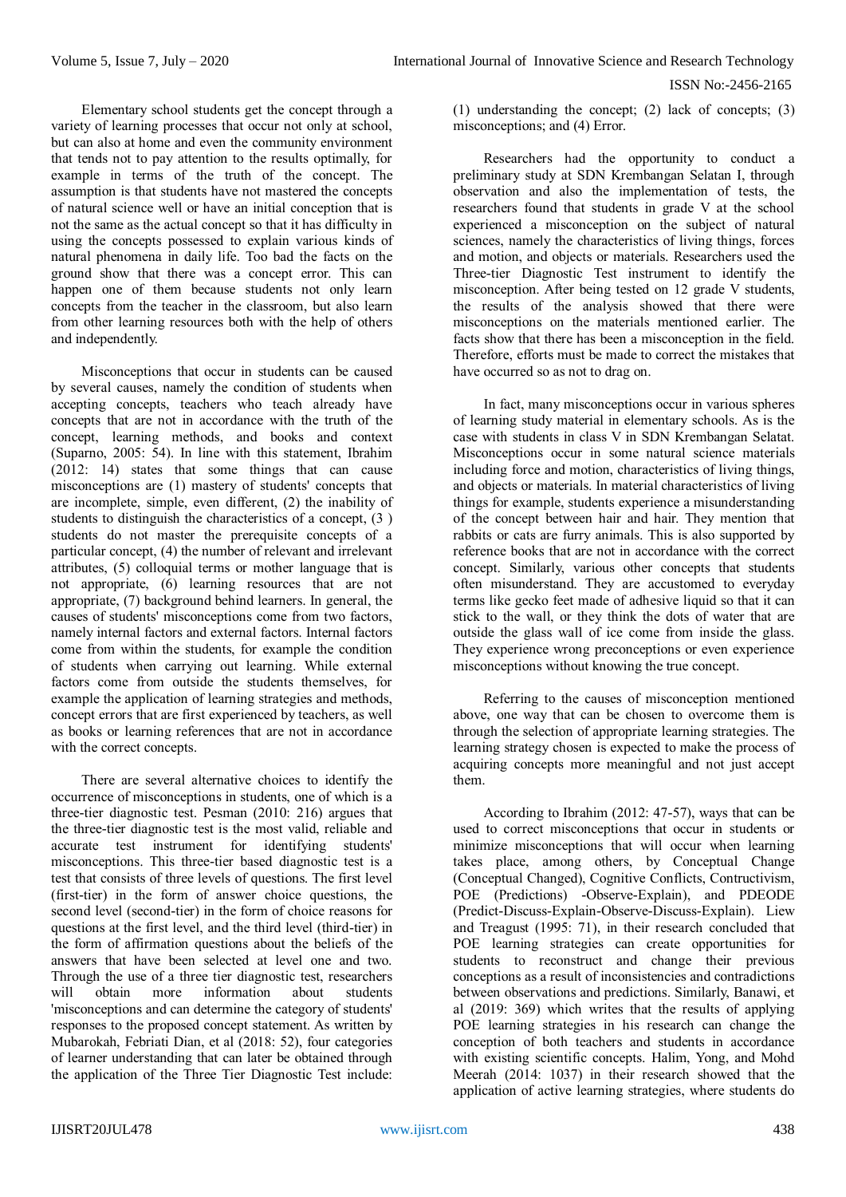Elementary school students get the concept through a variety of learning processes that occur not only at school, but can also at home and even the community environment that tends not to pay attention to the results optimally, for example in terms of the truth of the concept. The assumption is that students have not mastered the concepts of natural science well or have an initial conception that is not the same as the actual concept so that it has difficulty in using the concepts possessed to explain various kinds of natural phenomena in daily life. Too bad the facts on the ground show that there was a concept error. This can happen one of them because students not only learn concepts from the teacher in the classroom, but also learn from other learning resources both with the help of others and independently.

Misconceptions that occur in students can be caused by several causes, namely the condition of students when accepting concepts, teachers who teach already have concepts that are not in accordance with the truth of the concept, learning methods, and books and context (Suparno, 2005: 54). In line with this statement, Ibrahim (2012: 14) states that some things that can cause misconceptions are (1) mastery of students' concepts that are incomplete, simple, even different, (2) the inability of students to distinguish the characteristics of a concept, (3 ) students do not master the prerequisite concepts of a particular concept, (4) the number of relevant and irrelevant attributes, (5) colloquial terms or mother language that is not appropriate, (6) learning resources that are not appropriate, (7) background behind learners. In general, the causes of students' misconceptions come from two factors, namely internal factors and external factors. Internal factors come from within the students, for example the condition of students when carrying out learning. While external factors come from outside the students themselves, for example the application of learning strategies and methods, concept errors that are first experienced by teachers, as well as books or learning references that are not in accordance with the correct concepts.

There are several alternative choices to identify the occurrence of misconceptions in students, one of which is a three-tier diagnostic test. Pesman (2010: 216) argues that the three-tier diagnostic test is the most valid, reliable and accurate test instrument for identifying students' misconceptions. This three-tier based diagnostic test is a test that consists of three levels of questions. The first level (first-tier) in the form of answer choice questions, the second level (second-tier) in the form of choice reasons for questions at the first level, and the third level (third-tier) in the form of affirmation questions about the beliefs of the answers that have been selected at level one and two. Through the use of a three tier diagnostic test, researchers will obtain more information about students 'misconceptions and can determine the category of students' responses to the proposed concept statement. As written by Mubarokah, Febriati Dian, et al (2018: 52), four categories of learner understanding that can later be obtained through the application of the Three Tier Diagnostic Test include: (1) understanding the concept; (2) lack of concepts; (3) misconceptions; and (4) Error.

Researchers had the opportunity to conduct a preliminary study at SDN Krembangan Selatan I, through observation and also the implementation of tests, the researchers found that students in grade V at the school experienced a misconception on the subject of natural sciences, namely the characteristics of living things, forces and motion, and objects or materials. Researchers used the Three-tier Diagnostic Test instrument to identify the misconception. After being tested on 12 grade V students, the results of the analysis showed that there were misconceptions on the materials mentioned earlier. The facts show that there has been a misconception in the field. Therefore, efforts must be made to correct the mistakes that have occurred so as not to drag on.

In fact, many misconceptions occur in various spheres of learning study material in elementary schools. As is the case with students in class V in SDN Krembangan Selatat. Misconceptions occur in some natural science materials including force and motion, characteristics of living things, and objects or materials. In material characteristics of living things for example, students experience a misunderstanding of the concept between hair and hair. They mention that rabbits or cats are furry animals. This is also supported by reference books that are not in accordance with the correct concept. Similarly, various other concepts that students often misunderstand. They are accustomed to everyday terms like gecko feet made of adhesive liquid so that it can stick to the wall, or they think the dots of water that are outside the glass wall of ice come from inside the glass. They experience wrong preconceptions or even experience misconceptions without knowing the true concept.

Referring to the causes of misconception mentioned above, one way that can be chosen to overcome them is through the selection of appropriate learning strategies. The learning strategy chosen is expected to make the process of acquiring concepts more meaningful and not just accept them.

According to Ibrahim (2012: 47-57), ways that can be used to correct misconceptions that occur in students or minimize misconceptions that will occur when learning takes place, among others, by Conceptual Change (Conceptual Changed), Cognitive Conflicts, Contructivism, POE (Predictions) -Observe-Explain), and PDEODE (Predict-Discuss-Explain-Observe-Discuss-Explain). Liew and Treagust (1995: 71), in their research concluded that POE learning strategies can create opportunities for students to reconstruct and change their previous conceptions as a result of inconsistencies and contradictions between observations and predictions. Similarly, Banawi, et al (2019: 369) which writes that the results of applying POE learning strategies in his research can change the conception of both teachers and students in accordance with existing scientific concepts. Halim, Yong, and Mohd Meerah (2014: 1037) in their research showed that the application of active learning strategies, where students do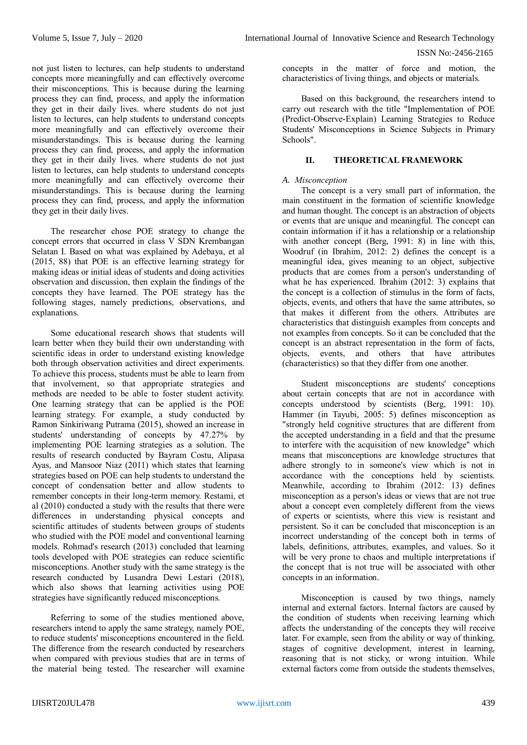not just listen to lectures, can help students to understand concepts more meaningfully and can effectively overcome their misconceptions. This is because during the learning process they can find, process, and apply the information they get in their daily lives. where students do not just listen to lectures, can help students to understand concepts more meaningfully and can effectively overcome their misunderstandings. This is because during the learning process they can find, process, and apply the information they get in their daily lives. where students do not just listen to lectures, can help students to understand concepts more meaningfully and can effectively overcome their misunderstandings. This is because during the learning process they can find, process, and apply the information they get in their daily lives.

The researcher chose POE strategy to change the concept errors that occurred in class V SDN Krembangan Selatan I. Based on what was explained by Adebaya, et al (2015, 88) that POE is an effective learning strategy for making ideas or initial ideas of students and doing activities observation and discussion, then explain the findings of the concepts they have learned. The POE strategy has the following stages, namely predictions, observations, and explanations.

Some educational research shows that students will learn better when they build their own understanding with scientific ideas in order to understand existing knowledge both through observation activities and direct experiments. To achieve this process, students must be able to learn from that involvement, so that appropriate strategies and methods are needed to be able to foster student activity. One learning strategy that can be applied is the POE learning strategy. For example, a study conducted by Ramon Sinkiriwang Putrama (2015), showed an increase in students' understanding of concepts by 47.27% by implementing POE learning strategies as a solution. The results of research conducted by Bayram Costu, Alipasa Ayas, and Mansoor Niaz (2011) which states that learning strategies based on POE can help students to understand the concept of condensation better and allow students to remember concepts in their long-term memory. Restami, et al (2010) conducted a study with the results that there were differences in understanding physical concepts and scientific attitudes of students between groups of students who studied with the POE model and conventional learning models. Rohmad's research (2013) concluded that learning tools developed with POE strategies can reduce scientific misconceptions. Another study with the same strategy is the research conducted by Lusandra Dewi Lestari (2018), which also shows that learning activities using POE strategies have significantly reduced misconceptions.

Referring to some of the studies mentioned above, researchers intend to apply the same strategy, namely POE, to reduce students' misconceptions encountered in the field. The difference from the research conducted by researchers when compared with previous studies that are in terms of the material being tested. The researcher will examine concepts in the matter of force and motion, the characteristics of living things, and objects or materials.

Based on this background, the researchers intend to carry out research with the title "Implementation of POE (Predict-Observe-Explain) Learning Strategies to Reduce Students' Misconceptions in Science Subjects in Primary Schools".

## II. THEORETICAL FRAMEWORK

### *A. Misconception*

The concept is a very small part of information, the main constituent in the formation of scientific knowledge and human thought. The concept is an abstraction of objects or events that are unique and meaningful. The concept can contain information if it has a relationship or a relationship with another concept (Berg, 1991: 8) in line with this, Woodruf (in Ibrahim, 2012: 2) defines the concept is a meaningful idea, gives meaning to an object, subjective products that are comes from a person's understanding of what he has experienced. Ibrahim (2012: 3) explains that the concept is a collection of stimulus in the form of facts, objects, events, and others that have the same attributes, so that makes it different from the others. Attributes are characteristics that distinguish examples from concepts and not examples from concepts. So it can be concluded that the concept is an abstract representation in the form of facts, objects, events, and others that have attributes (characteristics) so that they differ from one another.

Student misconceptions are students' conceptions about certain concepts that are not in accordance with concepts understood by scientists (Berg, 1991: 10). Hammer (in Tayubi, 2005: 5) defines misconception as "strongly held cognitive structures that are different from the accepted understanding in a field and that the presume to interfere with the acquisition of new knowledge" which means that misconceptions are knowledge structures that adhere strongly to in someone's view which is not in accordance with the conceptions held by scientists. Meanwhile, according to Ibrahim (2012: 13) defines misconception as a person's ideas or views that are not true about a concept even completely different from the views of experts or scientists, where this view is resistant and persistent. So it can be concluded that misconception is an incorrect understanding of the concept both in terms of labels, definitions, attributes, examples, and values. So it will be very prone to chaos and multiple interpretations if the concept that is not true will be associated with other concepts in an information.

Misconception is caused by two things, namely internal and external factors. Internal factors are caused by the condition of students when receiving learning which affects the understanding of the concepts they will receive later. For example, seen from the ability or way of thinking, stages of cognitive development, interest in learning, reasoning that is not sticky, or wrong intuition. While external factors come from outside the students themselves,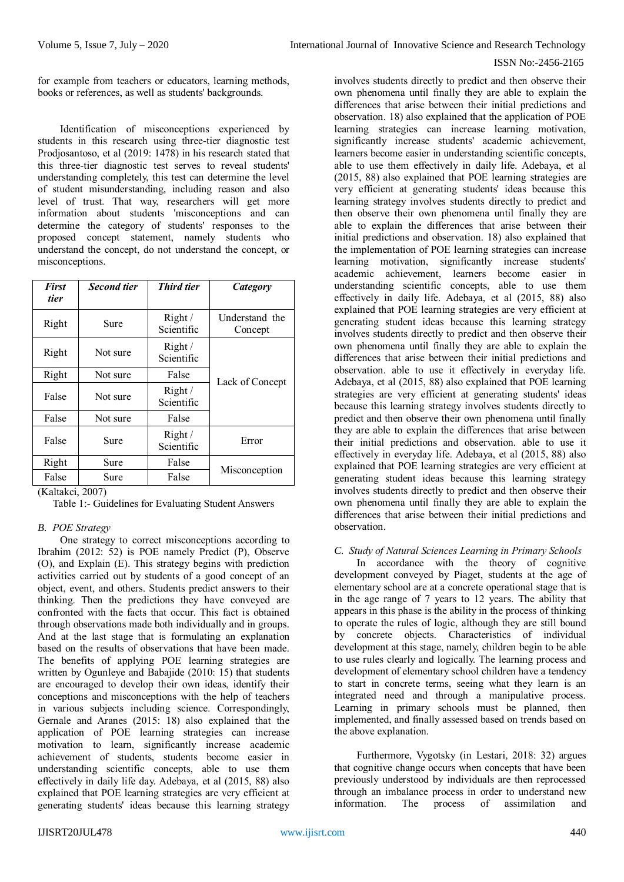for example from teachers or educators, learning methods, books or references, as well as students' backgrounds.

Identification of misconceptions experienced by students in this research using three-tier diagnostic test Prodjosantoso, et al (2019: 1478) in his research stated that this three-tier diagnostic test serves to reveal students' understanding completely, this test can determine the level of student misunderstanding, including reason and also level of trust. That way, researchers will get more information about students 'misconceptions and can determine the category of students' responses to the proposed concept statement, namely students who understand the concept, do not understand the concept, or misconceptions.

| *First tier* | *Second tier* | *Third tier* | *Category* |
|---|---|---|---|
| Right | Sure | Right / Scientific | Understand the Concept |
| Right | Not sure | Right / Scientific | Lack of Concept |
| Right | Not sure | False | |
| False | Not sure | Right / Scientific | |
| False | Not sure | False | |
| False | Sure | Right / Scientific | Error |
| Right | Sure | False | Misconception |
| False | Sure | False | |

(Kaltakci, 2007)

Table 1:- Guidelines for Evaluating Student Answers

### *B. POE Strategy*

One strategy to correct misconceptions according to Ibrahim (2012: 52) is POE namely Predict (P), Observe (O), and Explain (E). This strategy begins with prediction activities carried out by students of a good concept of an object, event, and others. Students predict answers to their thinking. Then the predictions they have conveyed are confronted with the facts that occur. This fact is obtained through observations made both individually and in groups. And at the last stage that is formulating an explanation based on the results of observations that have been made. The benefits of applying POE learning strategies are written by Ogunleye and Babajide (2010: 15) that students are encouraged to develop their own ideas, identify their conceptions and misconceptions with the help of teachers in various subjects including science. Correspondingly, Gernale and Aranes (2015: 18) also explained that the application of POE learning strategies can increase motivation to learn, significantly increase academic achievement of students, students become easier in understanding scientific concepts, able to use them effectively in daily life day. Adebaya, et al (2015, 88) also explained that POE learning strategies are very efficient at generating students' ideas because this learning strategy involves students directly to predict and then observe their own phenomena until finally they are able to explain the differences that arise between their initial predictions and observation. 18) also explained that the application of POE learning strategies can increase learning motivation, significantly increase students' academic achievement, learners become easier in understanding scientific concepts, able to use them effectively in daily life. Adebaya, et al (2015, 88) also explained that POE learning strategies are very efficient at generating students' ideas because this learning strategy involves students directly to predict and then observe their own phenomena until finally they are able to explain the differences that arise between their initial predictions and observation. 18) also explained that the implementation of POE learning strategies can increase learning motivation, significantly increase students' academic achievement, learners become easier in understanding scientific concepts, able to use them effectively in daily life. Adebaya, et al (2015, 88) also explained that POE learning strategies are very efficient at generating student ideas because this learning strategy involves students directly to predict and then observe their own phenomena until finally they are able to explain the differences that arise between their initial predictions and observation. able to use it effectively in everyday life. Adebaya, et al (2015, 88) also explained that POE learning strategies are very efficient at generating students' ideas because this learning strategy involves students directly to predict and then observe their own phenomena until finally they are able to explain the differences that arise between their initial predictions and observation. able to use it effectively in everyday life. Adebaya, et al (2015, 88) also explained that POE learning strategies are very efficient at generating student ideas because this learning strategy involves students directly to predict and then observe their own phenomena until finally they are able to explain the differences that arise between their initial predictions and observation.

### *C. Study of Natural Sciences Learning in Primary Schools*

In accordance with the theory of cognitive development conveyed by Piaget, students at the age of elementary school are at a concrete operational stage that is in the age range of 7 years to 12 years. The ability that appears in this phase is the ability in the process of thinking to operate the rules of logic, although they are still bound by concrete objects. Characteristics of individual development at this stage, namely, children begin to be able to use rules clearly and logically. The learning process and development of elementary school children have a tendency to start in concrete terms, seeing what they learn is an integrated need and through a manipulative process. Learning in primary schools must be planned, then implemented, and finally assessed based on trends based on the above explanation.

Furthermore, Vygotsky (in Lestari, 2018: 32) argues that cognitive change occurs when concepts that have been previously understood by individuals are then reprocessed through an imbalance process in order to understand new information. The process of assimilation and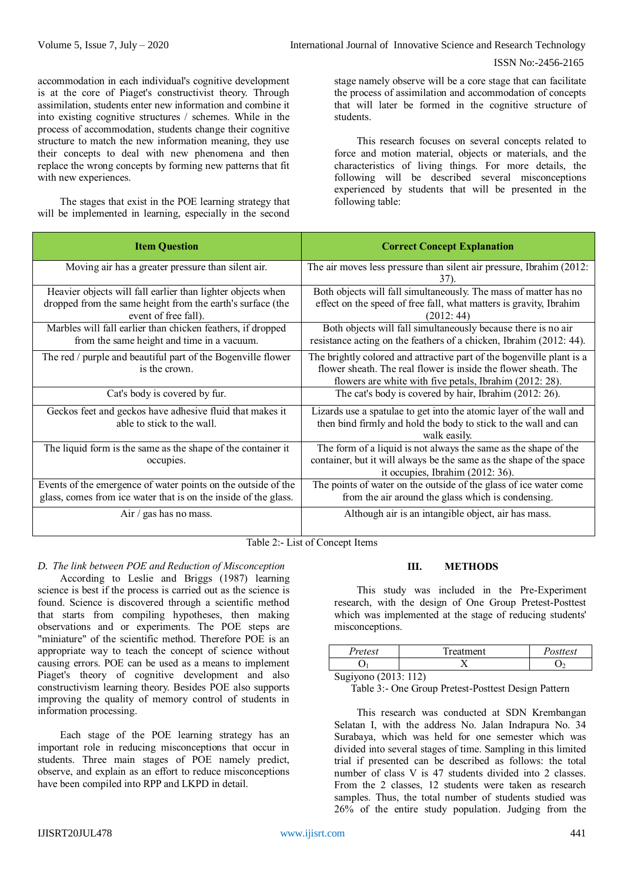accommodation in each individual's cognitive development is at the core of Piaget's constructivist theory. Through assimilation, students enter new information and combine it into existing cognitive structures / schemes. While in the process of accommodation, students change their cognitive structure to match the new information meaning, they use their concepts to deal with new phenomena and then replace the wrong concepts by forming new patterns that fit with new experiences.

The stages that exist in the POE learning strategy that will be implemented in learning, especially in the second stage namely observe will be a core stage that can facilitate the process of assimilation and accommodation of concepts that will later be formed in the cognitive structure of students.

This research focuses on several concepts related to force and motion material, objects or materials, and the characteristics of living things. For more details, the following will be described several misconceptions experienced by students that will be presented in the following table:

| Item Question | Correct Concept Explanation |
|---|---|
| Moving air has a greater pressure than silent air. | The air moves less pressure than silent air pressure, Ibrahim (2012: 37). |
| Heavier objects will fall earlier than lighter objects when dropped from the same height from the earth's surface (the event of free fall). | Both objects will fall simultaneously. The mass of matter has no effect on the speed of free fall, what matters is gravity, Ibrahim (2012: 44) |
| Marbles will fall earlier than chicken feathers, if dropped from the same height and time in a vacuum. | Both objects will fall simultaneously because there is no air resistance acting on the feathers of a chicken, Ibrahim (2012: 44). |
| The red / purple and beautiful part of the Bogenville flower is the crown. | The brightly colored and attractive part of the bogenville plant is a flower sheath. The real flower is inside the flower sheath. The flowers are white with five petals, Ibrahim (2012: 28). |
| Cat's body is covered by fur. | The cat's body is covered by hair, Ibrahim (2012: 26). |
| Geckos feet and geckos have adhesive fluid that makes it able to stick to the wall. | Lizards use a spatulae to get into the atomic layer of the wall and then bind firmly and hold the body to stick to the wall and can walk easily. |
| The liquid form is the same as the shape of the container it occupies. | The form of a liquid is not always the same as the shape of the container, but it will always be the same as the shape of the space it occupies, Ibrahim (2012: 36). |
| Events of the emergence of water points on the outside of the glass, comes from ice water that is on the inside of the glass. | The points of water on the outside of the glass of ice water come from the air around the glass which is condensing. |
| Air / gas has no mass. | Although air is an intangible object, air has mass. |

Table 2:- List of Concept Items

### *D. The link between POE and Reduction of Misconception*

According to Leslie and Briggs (1987) learning science is best if the process is carried out as the science is found. Science is discovered through a scientific method that starts from compiling hypotheses, then making observations and or experiments. The POE steps are "miniature" of the scientific method. Therefore POE is an appropriate way to teach the concept of science without causing errors. POE can be used as a means to implement Piaget's theory of cognitive development and also constructivism learning theory. Besides POE also supports improving the quality of memory control of students in information processing.

Each stage of the POE learning strategy has an important role in reducing misconceptions that occur in students. Three main stages of POE namely predict, observe, and explain as an effort to reduce misconceptions have been compiled into RPP and LKPD in detail.

## III. METHODS

This study was included in the Pre-Experiment research, with the design of One Group Pretest-Posttest which was implemented at the stage of reducing students' misconceptions.

| *Pretest* | Treatment | *Posttest* |
|---|---|---|
| $O_1$ | X | $O_2$ |

Sugiyono (2013: 112)

Table 3:- One Group Pretest-Posttest Design Pattern

This research was conducted at SDN Krembangan Selatan I, with the address No. Jalan Indrapura No. 34 Surabaya, which was held for one semester which was divided into several stages of time. Sampling in this limited trial if presented can be described as follows: the total number of class V is 47 students divided into 2 classes. From the 2 classes, 12 students were taken as research samples. Thus, the total number of students studied was 26% of the entire study population. Judging from the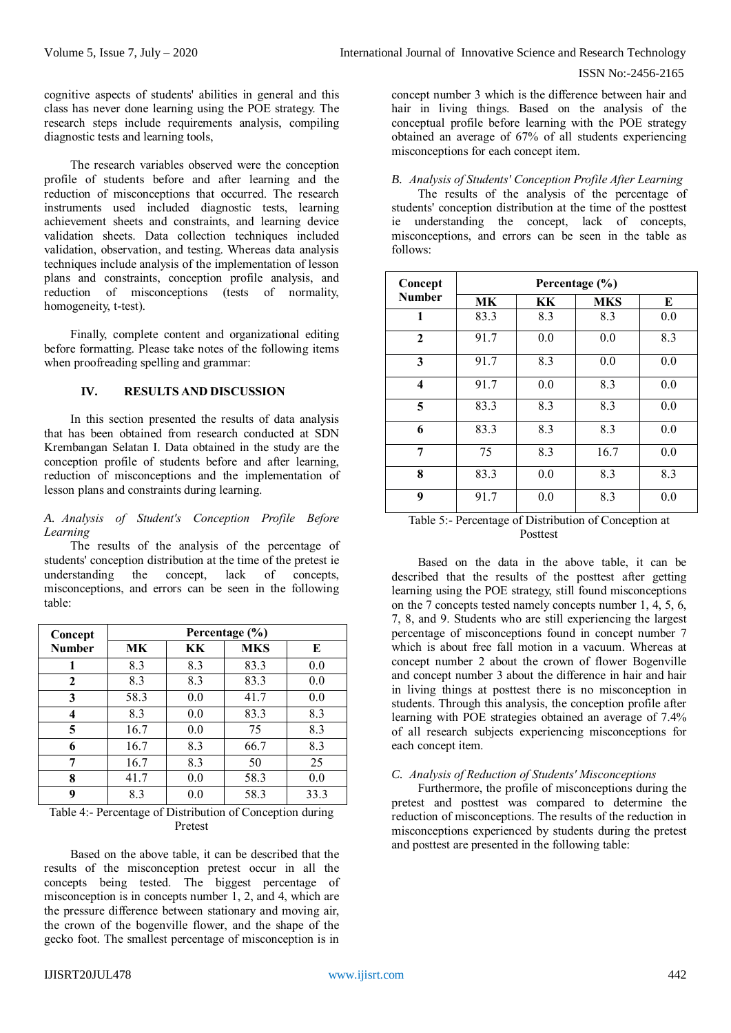cognitive aspects of students' abilities in general and this class has never done learning using the POE strategy. The research steps include requirements analysis, compiling diagnostic tests and learning tools,

The research variables observed were the conception profile of students before and after learning and the reduction of misconceptions that occurred. The research instruments used included diagnostic tests, learning achievement sheets and constraints, and learning device validation sheets. Data collection techniques included validation, observation, and testing. Whereas data analysis techniques include analysis of the implementation of lesson plans and constraints, conception profile analysis, and reduction of misconceptions (tests of normality, homogeneity, t-test).

Finally, complete content and organizational editing before formatting. Please take notes of the following items when proofreading spelling and grammar:

## IV. RESULTS AND DISCUSSION

In this section presented the results of data analysis that has been obtained from research conducted at SDN Krembangan Selatan I. Data obtained in the study are the conception profile of students before and after learning, reduction of misconceptions and the implementation of lesson plans and constraints during learning.

### *A. Analysis of Student's Conception Profile Before Learning*

The results of the analysis of the percentage of students' conception distribution at the time of the pretest ie understanding the concept, lack of concepts, misconceptions, and errors can be seen in the following table:

| Concept Number | Percentage (%) | | | |
|---|---|---|---|---|
| | MK | KK | MKS | E |
| 1 | 8.3 | 8.3 | 83.3 | 0.0 |
| 2 | 8.3 | 8.3 | 83.3 | 0.0 |
| 3 | 58.3 | 0.0 | 41.7 | 0.0 |
| 4 | 8.3 | 0.0 | 83.3 | 8.3 |
| 5 | 16.7 | 0.0 | 75 | 8.3 |
| 6 | 16.7 | 8.3 | 66.7 | 8.3 |
| 7 | 16.7 | 8.3 | 50 | 25 |
| 8 | 41.7 | 0.0 | 58.3 | 0.0 |
| 9 | 8.3 | 0.0 | 58.3 | 33.3 |

Table 4:- Percentage of Distribution of Conception during Pretest

Based on the above table, it can be described that the results of the misconception pretest occur in all the concepts being tested. The biggest percentage of misconception is in concepts number 1, 2, and 4, which are the pressure difference between stationary and moving air, the crown of the bogenville flower, and the shape of the gecko foot. The smallest percentage of misconception is in concept number 3 which is the difference between hair and hair in living things. Based on the analysis of the conceptual profile before learning with the POE strategy obtained an average of 67% of all students experiencing misconceptions for each concept item.

### *B. Analysis of Students' Conception Profile After Learning*

The results of the analysis of the percentage of students' conception distribution at the time of the posttest ie understanding the concept, lack of concepts, misconceptions, and errors can be seen in the table as follows:

| Concept Number | Percentage (%) | | | |
|---|---|---|---|---|
| | MK | KK | MKS | E |
| 1 | 83.3 | 8.3 | 8.3 | 0.0 |
| 2 | 91.7 | 0.0 | 0.0 | 8.3 |
| 3 | 91.7 | 8.3 | 0.0 | 0.0 |
| 4 | 91.7 | 0.0 | 8.3 | 0.0 |
| 5 | 83.3 | 8.3 | 8.3 | 0.0 |
| 6 | 83.3 | 8.3 | 8.3 | 0.0 |
| 7 | 75 | 8.3 | 16.7 | 0.0 |
| 8 | 83.3 | 0.0 | 8.3 | 8.3 |
| 9 | 91.7 | 0.0 | 8.3 | 0.0 |

Table 5:- Percentage of Distribution of Conception at Posttest

Based on the data in the above table, it can be described that the results of the posttest after getting learning using the POE strategy, still found misconceptions on the 7 concepts tested namely concepts number 1, 4, 5, 6, 7, 8, and 9. Students who are still experiencing the largest percentage of misconceptions found in concept number 7 which is about free fall motion in a vacuum. Whereas at concept number 2 about the crown of flower Bogenville and concept number 3 about the difference in hair and hair in living things at posttest there is no misconception in students. Through this analysis, the conception profile after learning with POE strategies obtained an average of 7.4% of all research subjects experiencing misconceptions for each concept item.

### *C. Analysis of Reduction of Students' Misconceptions*

Furthermore, the profile of misconceptions during the pretest and posttest was compared to determine the reduction of misconceptions. The results of the reduction in misconceptions experienced by students during the pretest and posttest are presented in the following table: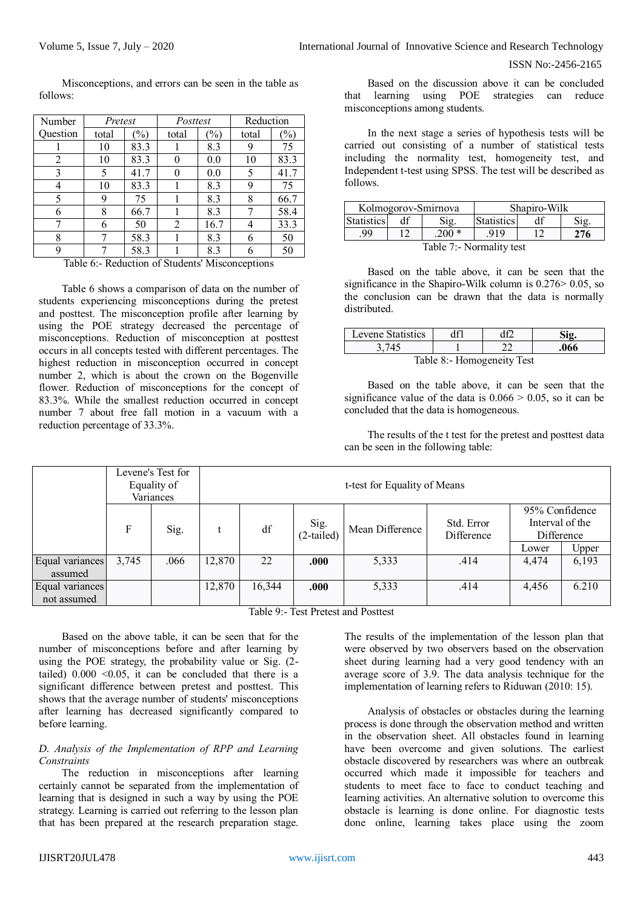Misconceptions, and errors can be seen in the table as follows:

| Number Question | *Pretest* | | *Posttest* | | Reduction | |
|---|---|---|---|---|---|---|
| | total | (%) | total | (%) | total | (%) |
| 1 | 10 | 83.3 | 1 | 8.3 | 9 | 75 |
| 2 | 10 | 83.3 | 0 | 0.0 | 10 | 83.3 |
| 3 | 5 | 41.7 | 0 | 0.0 | 5 | 41.7 |
| 4 | 10 | 83.3 | 1 | 8.3 | 9 | 75 |
| 5 | 9 | 75 | 1 | 8.3 | 8 | 66.7 |
| 6 | 8 | 66.7 | 1 | 8.3 | 7 | 58.4 |
| 7 | 6 | 50 | 2 | 16.7 | 4 | 33.3 |
| 8 | 7 | 58.3 | 1 | 8.3 | 6 | 50 |
| 9 | 7 | 58.3 | 1 | 8.3 | 6 | 50 |

Table 6:- Reduction of Students' Misconceptions

Table 6 shows a comparison of data on the number of students experiencing misconceptions during the pretest and posttest. The misconception profile after learning by using the POE strategy decreased the percentage of misconceptions. Reduction of misconception at posttest occurs in all concepts tested with different percentages. The highest reduction in misconception occurred in concept number 2, which is about the crown on the Bogenville flower. Reduction of misconceptions for the concept of 83.3%. While the smallest reduction occurred in concept number 7 about free fall motion in a vacuum with a reduction percentage of 33.3%.

Based on the discussion above it can be concluded that learning using POE strategies can reduce misconceptions among students.

In the next stage a series of hypothesis tests will be carried out consisting of a number of statistical tests including the normality test, homogeneity test, and Independent t-test using SPSS. The test will be described as follows.

| Kolmogorov-Smirnova | | | Shapiro-Wilk | | |
|---|---|---|---|---|---|
| Statistics | df | Sig. | Statistics | df | Sig. |
| .99 | 12 | .200 * | .919 | 12 | **276** |

Table 7:- Normality test

Based on the table above, it can be seen that the significance in the Shapiro-Wilk column is 0.276> 0.05, so the conclusion can be drawn that the data is normally distributed.

| Levene Statistics | df1 | df2 | **Sig.** |
|---|---|---|---|
| 3,745 | 1 | 22 | **.066** |

Table 8:- Homogeneity Test

Based on the table above, it can be seen that the significance value of the data is 0.066 > 0.05, so it can be concluded that the data is homogeneous.

The results of the t test for the pretest and posttest data can be seen in the following table:

| | Levene's Test for Equality of Variances | | t-test for Equality of Means | | | | | | |
|---|---|---|---|---|---|---|---|---|---|
| | F | Sig. | t | df | Sig. (2-tailed) | Mean Difference | Std. Error Difference | 95% Confidence Interval of the Difference | |
| | | | | | | | | Lower | Upper |
| Equal variances assumed | 3,745 | .066 | 12,870 | 22 | **.000** | 5,333 | .414 | 4,474 | 6,193 |
| Equal variances not assumed | | | 12,870 | 16,344 | **.000** | 5,333 | .414 | 4,456 | 6.210 |

Table 9:- Test Pretest and Posttest

Based on the above table, it can be seen that for the number of misconceptions before and after learning by using the POE strategy, the probability value or Sig. (2-tailed) 0.000 <0.05, it can be concluded that there is a significant difference between pretest and posttest. This shows that the average number of students' misconceptions after learning has decreased significantly compared to before learning.

*D. Analysis of the Implementation of RPP and Learning Constraints*

The reduction in misconceptions after learning certainly cannot be separated from the implementation of learning that is designed in such a way by using the POE strategy. Learning is carried out referring to the lesson plan that has been prepared at the research preparation stage. The results of the implementation of the lesson plan that were observed by two observers based on the observation sheet during learning had a very good tendency with an average score of 3.9. The data analysis technique for the implementation of learning refers to Riduwan (2010: 15).

Analysis of obstacles or obstacles during the learning process is done through the observation method and written in the observation sheet. All obstacles found in learning have been overcome and given solutions. The earliest obstacle discovered by researchers was where an outbreak occurred which made it impossible for teachers and students to meet face to face to conduct teaching and learning activities. An alternative solution to overcome this obstacle is learning is done online. For diagnostic tests done online, learning takes place using the zoom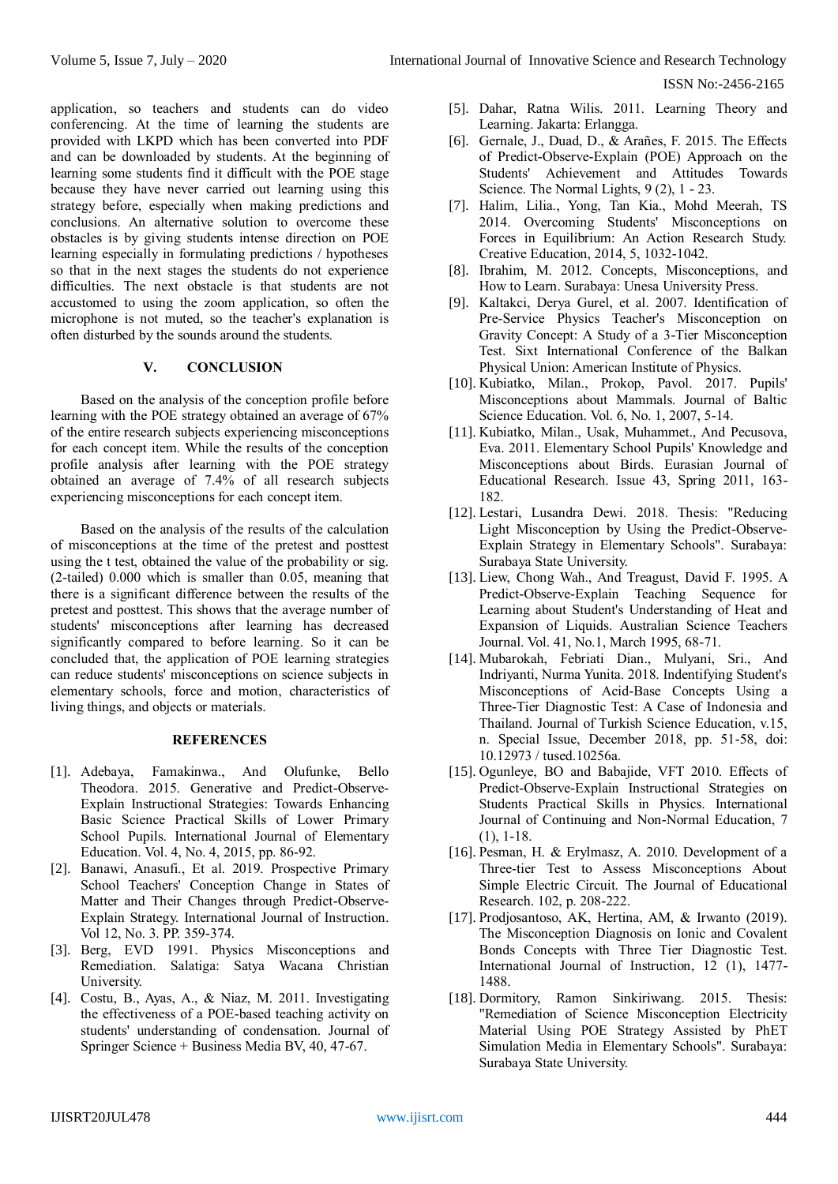application, so teachers and students can do video conferencing. At the time of learning the students are provided with LKPD which has been converted into PDF and can be downloaded by students. At the beginning of learning some students find it difficult with the POE stage because they have never carried out learning using this strategy before, especially when making predictions and conclusions. An alternative solution to overcome these obstacles is by giving students intense direction on POE learning especially in formulating predictions / hypotheses so that in the next stages the students do not experience difficulties. The next obstacle is that students are not accustomed to using the zoom application, so often the microphone is not muted, so the teacher's explanation is often disturbed by the sounds around the students.

## V. CONCLUSION

Based on the analysis of the conception profile before learning with the POE strategy obtained an average of 67% of the entire research subjects experiencing misconceptions for each concept item. While the results of the conception profile analysis after learning with the POE strategy obtained an average of 7.4% of all research subjects experiencing misconceptions for each concept item.

Based on the analysis of the results of the calculation of misconceptions at the time of the pretest and posttest using the t test, obtained the value of the probability or sig. (2-tailed) 0.000 which is smaller than 0.05, meaning that there is a significant difference between the results of the pretest and posttest. This shows that the average number of students' misconceptions after learning has decreased significantly compared to before learning. So it can be concluded that, the application of POE learning strategies can reduce students' misconceptions on science subjects in elementary schools, force and motion, characteristics of living things, and objects or materials.

## REFERENCES

[1]. Adebaya, Famakinwa., And Olufunke, Bello Theodora. 2015. Generative and Predict-Observe-Explain Instructional Strategies: Towards Enhancing Basic Science Practical Skills of Lower Primary School Pupils. International Journal of Elementary Education. Vol. 4, No. 4, 2015, pp. 86-92.

[2]. Banawi, Anasufi., Et al. 2019. Prospective Primary School Teachers' Conception Change in States of Matter and Their Changes through Predict-Observe-Explain Strategy. International Journal of Instruction. Vol 12, No. 3. PP. 359-374.

[3]. Berg, EVD 1991. Physics Misconceptions and Remediation. Salatiga: Satya Wacana Christian University.

[4]. Costu, B., Ayas, A., & Niaz, M. 2011. Investigating the effectiveness of a POE-based teaching activity on students' understanding of condensation. Journal of Springer Science + Business Media BV, 40, 47-67.

[5]. Dahar, Ratna Wilis. 2011. Learning Theory and Learning. Jakarta: Erlangga.

[6]. Gernale, J., Duad, D., & Arañes, F. 2015. The Effects of Predict-Observe-Explain (POE) Approach on the Students' Achievement and Attitudes Towards Science. The Normal Lights, 9 (2), 1 - 23.

[7]. Halim, Lilia., Yong, Tan Kia., Mohd Meerah, TS 2014. Overcoming Students' Misconceptions on Forces in Equilibrium: An Action Research Study. Creative Education, 2014, 5, 1032-1042.

[8]. Ibrahim, M. 2012. Concepts, Misconceptions, and How to Learn. Surabaya: Unesa University Press.

[9]. Kaltakci, Derya Gurel, et al. 2007. Identification of Pre-Service Physics Teacher's Misconception on Gravity Concept: A Study of a 3-Tier Misconception Test. Sixt International Conference of the Balkan Physical Union: American Institute of Physics.

[10]. Kubiatko, Milan., Prokop, Pavol. 2017. Pupils' Misconceptions about Mammals. Journal of Baltic Science Education. Vol. 6, No. 1, 2007, 5-14.

[11]. Kubiatko, Milan., Usak, Muhammet., And Pecusova, Eva. 2011. Elementary School Pupils' Knowledge and Misconceptions about Birds. Eurasian Journal of Educational Research. Issue 43, Spring 2011, 163-182.

[12]. Lestari, Lusandra Dewi. 2018. Thesis: "Reducing Light Misconception by Using the Predict-Observe-Explain Strategy in Elementary Schools". Surabaya: Surabaya State University.

[13]. Liew, Chong Wah., And Treagust, David F. 1995. A Predict-Observe-Explain Teaching Sequence for Learning about Student's Understanding of Heat and Expansion of Liquids. Australian Science Teachers Journal. Vol. 41, No.1, March 1995, 68-71.

[14]. Mubarokah, Febriati Dian., Mulyani, Sri., And Indriyanti, Nurma Yunita. 2018. Indentifying Student's Misconceptions of Acid-Base Concepts Using a Three-Tier Diagnostic Test: A Case of Indonesia and Thailand. Journal of Turkish Science Education, v.15, n. Special Issue, December 2018, pp. 51-58, doi: 10.12973 / tused.10256a.

[15]. Ogunleye, BO and Babajide, VFT 2010. Effects of Predict-Observe-Explain Instructional Strategies on Students Practical Skills in Physics. International Journal of Continuing and Non-Normal Education, 7 (1), 1-18.

[16]. Pesman, H. & Erylmasz, A. 2010. Development of a Three-tier Test to Assess Misconceptions About Simple Electric Circuit. The Journal of Educational Research. 102, p. 208-222.

[17]. Prodjosantoso, AK, Hertina, AM, & Irwanto (2019). The Misconception Diagnosis on Ionic and Covalent Bonds Concepts with Three Tier Diagnostic Test. International Journal of Instruction, 12 (1), 1477-1488.

[18]. Dormitory, Ramon Sinkiriwang. 2015. Thesis: "Remediation of Science Misconception Electricity Material Using POE Strategy Assisted by PhET Simulation Media in Elementary Schools". Surabaya: Surabaya State University.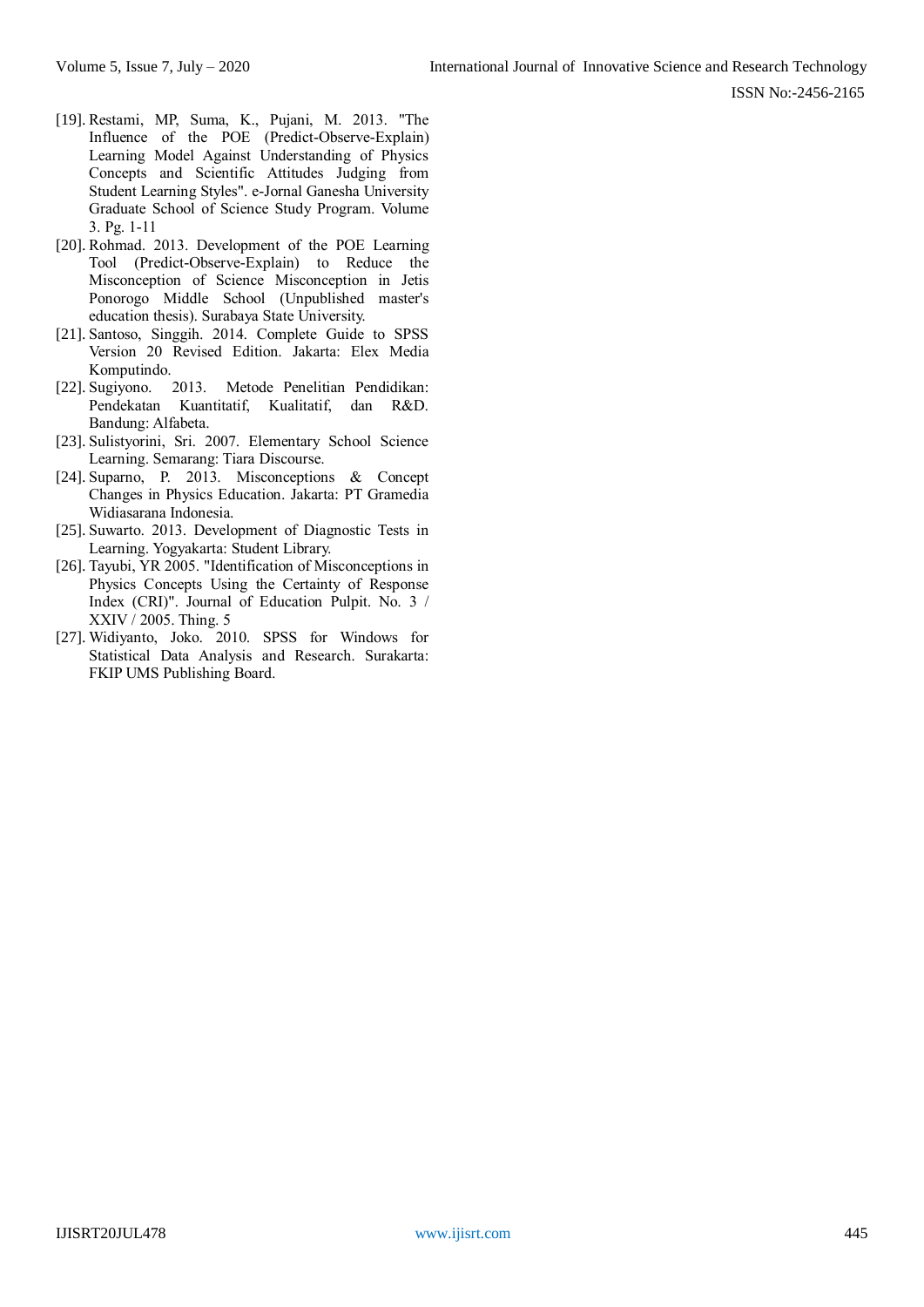[19]. Restami, MP, Suma, K., Pujani, M. 2013. "The Influence of the POE (Predict-Observe-Explain) Learning Model Against Understanding of Physics Concepts and Scientific Attitudes Judging from Student Learning Styles". e-Jornal Ganesha University Graduate School of Science Study Program. Volume 3. Pg. 1-11

[20]. Rohmad. 2013. Development of the POE Learning Tool (Predict-Observe-Explain) to Reduce the Misconception of Science Misconception in Jetis Ponorogo Middle School (Unpublished master's education thesis). Surabaya State University.

[21]. Santoso, Singgih. 2014. Complete Guide to SPSS Version 20 Revised Edition. Jakarta: Elex Media Komputindo.

[22]. Sugiyono. 2013. Metode Penelitian Pendidikan: Pendekatan Kuantitatif, Kualitatif, dan R&D. Bandung: Alfabeta.

[23]. Sulistyorini, Sri. 2007. Elementary School Science Learning. Semarang: Tiara Discourse.

[24]. Suparno, P. 2013. Misconceptions & Concept Changes in Physics Education. Jakarta: PT Gramedia Widiasarana Indonesia.

[25]. Suwarto. 2013. Development of Diagnostic Tests in Learning. Yogyakarta: Student Library.

[26]. Tayubi, YR 2005. "Identification of Misconceptions in Physics Concepts Using the Certainty of Response Index (CRI)". Journal of Education Pulpit. No. 3 / XXIV / 2005. Thing. 5

[27]. Widiyanto, Joko. 2010. SPSS for Windows for Statistical Data Analysis and Research. Surakarta: FKIP UMS Publishing Board.